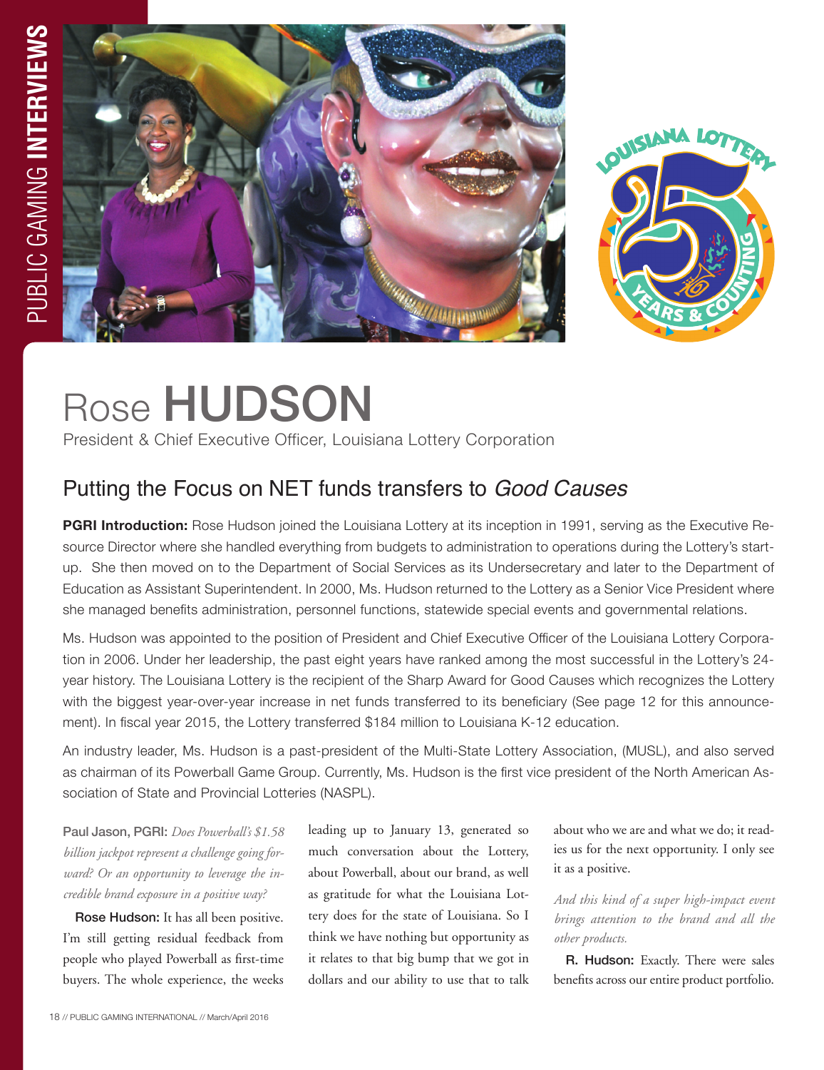# Rose **HUDSON**

President & Chief Executive Officer, Louisiana Lottery Corporation

## Putting the Focus on NET funds transfers to *Good Causes*

**PGRI Introduction:** Rose Hudson joined the Louisiana Lottery at its inception in 1991, serving as the Executive Resource Director where she handled everything from budgets to administration to operations during the Lottery's start-up. She then moved on to the Department of Social Services as its Undersecretary and later to the Department of Education as Assistant Superintendent. In 2000, Ms. Hudson returned to the Lottery as a Senior Vice President where she managed benefits administration, personnel functions, statewide special events and governmental relations.

Ms. Hudson was appointed to the position of President and Chief Executive Officer of the Louisiana Lottery Corporation in 2006. Under her leadership, the past eight years have ranked among the most successful in the Lottery's 24-year history. The Louisiana Lottery is the recipient of the Sharp Award for Good Causes which recognizes the Lottery with the biggest year-over-year increase in net funds transferred to its beneficiary (See page 12 for this announcement). In fiscal year 2015, the Lottery transferred $184 million to Louisiana K-12 education.

An industry leader, Ms. Hudson is a past-president of the Multi-State Lottery Association, (MUSL), and also served as chairman of its Powerball Game Group. Currently, Ms. Hudson is the first vice president of the North American Association of State and Provincial Lotteries (NASPL).

**Paul Jason, PGRI:** *Does Powerball's $1.58 billion jackpot represent a challenge going forward? Or an opportunity to leverage the incredible brand exposure in a positive way?*

**Rose Hudson:** It has all been positive. I'm still getting residual feedback from people who played Powerball as first-time buyers. The whole experience, the weeks leading up to January 13, generated so much conversation about the Lottery, about Powerball, about our brand, as well as gratitude for what the Louisiana Lottery does for the state of Louisiana. So I think we have nothing but opportunity as it relates to that big bump that we got in dollars and our ability to use that to talk about who we are and what we do; it readies us for the next opportunity. I only see it as a positive.

*And this kind of a super high-impact event brings attention to the brand and all the other products.*

**R. Hudson:** Exactly. There were sales benefits across our entire product portfolio.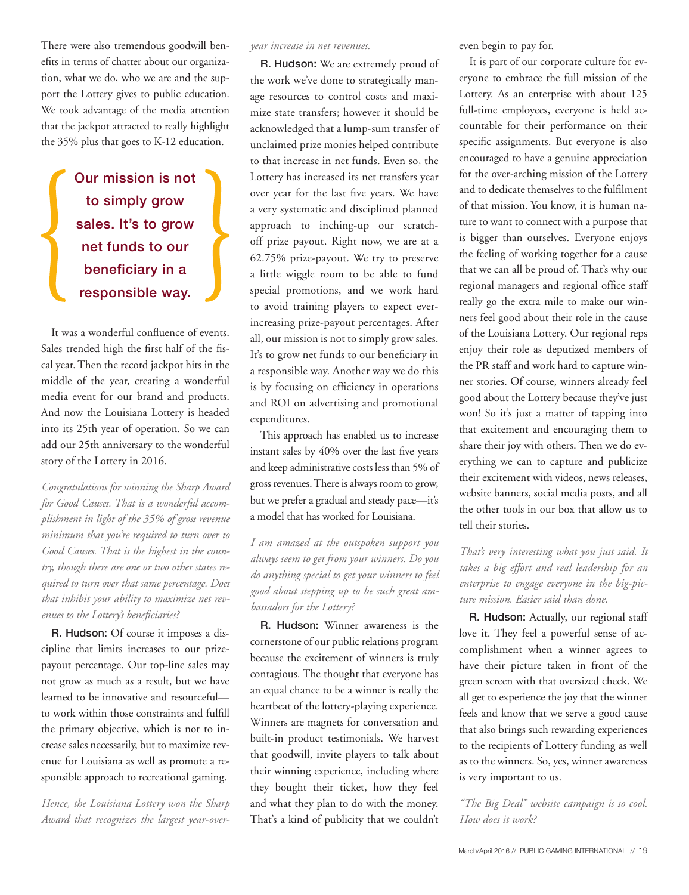There were also tremendous goodwill benefits in terms of chatter about our organization, what we do, who we are and the support the Lottery gives to public education. We took advantage of the media attention that the jackpot attracted to really highlight the 35% plus that goes to K-12 education.

> **Our mission is not to simply grow sales. It's to grow net funds to our beneficiary in a responsible way.**

It was a wonderful confluence of events. Sales trended high the first half of the fiscal year. Then the record jackpot hits in the middle of the year, creating a wonderful media event for our brand and products. And now the Louisiana Lottery is headed into its 25th year of operation. So we can add our 25th anniversary to the wonderful story of the Lottery in 2016.

*Congratulations for winning the Sharp Award for Good Causes. That is a wonderful accomplishment in light of the 35% of gross revenue minimum that you're required to turn over to Good Causes. That is the highest in the country, though there are one or two other states required to turn over that same percentage. Does that inhibit your ability to maximize net revenues to the Lottery's beneficiaries?*

**R. Hudson:** Of course it imposes a discipline that limits increases to our prize-payout percentage. Our top-line sales may not grow as much as a result, but we have learned to be innovative and resourceful—to work within those constraints and fulfill the primary objective, which is not to increase sales necessarily, but to maximize revenue for Louisiana as well as promote a responsible approach to recreational gaming.

*Hence, the Louisiana Lottery won the Sharp Award that recognizes the largest year-over-year increase in net revenues.*

**R. Hudson:** We are extremely proud of the work we've done to strategically manage resources to control costs and maximize state transfers; however it should be acknowledged that a lump-sum transfer of unclaimed prize monies helped contribute to that increase in net funds. Even so, the Lottery has increased its net transfers year over year for the last five years. We have a very systematic and disciplined planned approach to inching-up our scratch-off prize payout. Right now, we are at a 62.75% prize-payout. We try to preserve a little wiggle room to be able to fund special promotions, and we work hard to avoid training players to expect ever-increasing prize-payout percentages. After all, our mission is not to simply grow sales. It's to grow net funds to our beneficiary in a responsible way. Another way we do this is by focusing on efficiency in operations and ROI on advertising and promotional expenditures.

This approach has enabled us to increase instant sales by 40% over the last five years and keep administrative costs less than 5% of gross revenues. There is always room to grow, but we prefer a gradual and steady pace—it's a model that has worked for Louisiana.

*I am amazed at the outspoken support you always seem to get from your winners. Do you do anything special to get your winners to feel good about stepping up to be such great ambassadors for the Lottery?*

**R. Hudson:** Winner awareness is the cornerstone of our public relations program because the excitement of winners is truly contagious. The thought that everyone has an equal chance to be a winner is really the heartbeat of the lottery-playing experience. Winners are magnets for conversation and built-in product testimonials. We harvest that goodwill, invite players to talk about their winning experience, including where they bought their ticket, how they feel and what they plan to do with the money. That's a kind of publicity that we couldn't even begin to pay for.

It is part of our corporate culture for everyone to embrace the full mission of the Lottery. As an enterprise with about 125 full-time employees, everyone is held accountable for their performance on their specific assignments. But everyone is also encouraged to have a genuine appreciation for the over-arching mission of the Lottery and to dedicate themselves to the fulfilment of that mission. You know, it is human nature to want to connect with a purpose that is bigger than ourselves. Everyone enjoys the feeling of working together for a cause that we can all be proud of. That's why our regional managers and regional office staff really go the extra mile to make our winners feel good about their role in the cause of the Louisiana Lottery. Our regional reps enjoy their role as deputized members of the PR staff and work hard to capture winner stories. Of course, winners already feel good about the Lottery because they've just won! So it's just a matter of tapping into that excitement and encouraging them to share their joy with others. Then we do everything we can to capture and publicize their excitement with videos, news releases, website banners, social media posts, and all the other tools in our box that allow us to tell their stories.

*That's very interesting what you just said. It takes a big effort and real leadership for an enterprise to engage everyone in the big-picture mission. Easier said than done.*

**R. Hudson:** Actually, our regional staff love it. They feel a powerful sense of accomplishment when a winner agrees to have their picture taken in front of the green screen with that oversized check. We all get to experience the joy that the winner feels and know that we serve a good cause that also brings such rewarding experiences to the recipients of Lottery funding as well as to the winners. So, yes, winner awareness is very important to us.

*"The Big Deal" website campaign is so cool. How does it work?*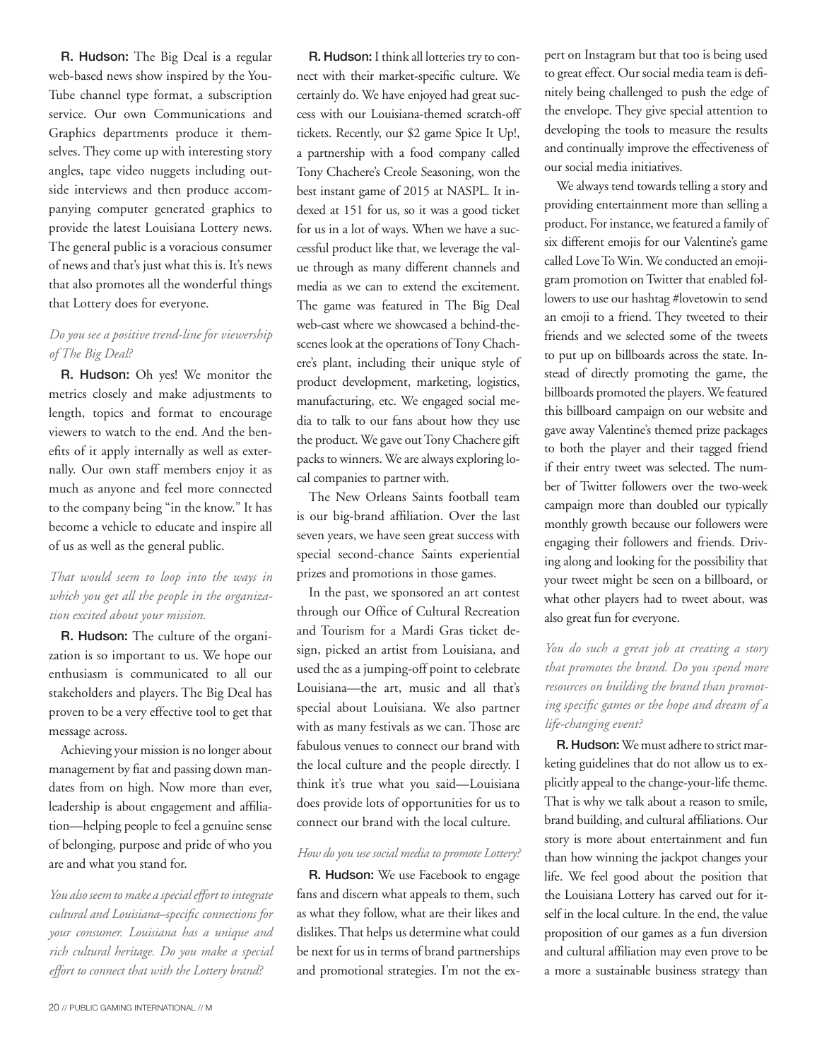**R. Hudson:** The Big Deal is a regular web-based news show inspired by the YouTube channel type format, a subscription service. Our own Communications and Graphics departments produce it themselves. They come up with interesting story angles, tape video nuggets including outside interviews and then produce accompanying computer generated graphics to provide the latest Louisiana Lottery news. The general public is a voracious consumer of news and that's just what this is. It's news that also promotes all the wonderful things that Lottery does for everyone.

*Do you see a positive trend-line for viewership of The Big Deal?*

**R. Hudson:** Oh yes! We monitor the metrics closely and make adjustments to length, topics and format to encourage viewers to watch to the end. And the benefits of it apply internally as well as externally. Our own staff members enjoy it as much as anyone and feel more connected to the company being "in the know." It has become a vehicle to educate and inspire all of us as well as the general public.

*That would seem to loop into the ways in which you get all the people in the organization excited about your mission.*

**R. Hudson:** The culture of the organization is so important to us. We hope our enthusiasm is communicated to all our stakeholders and players. The Big Deal has proven to be a very effective tool to get that message across.

Achieving your mission is no longer about management by fiat and passing down mandates from on high. Now more than ever, leadership is about engagement and affiliation—helping people to feel a genuine sense of belonging, purpose and pride of who you are and what you stand for.

*You also seem to make a special effort to integrate cultural and Louisiana–specific connections for your consumer. Louisiana has a unique and rich cultural heritage. Do you make a special effort to connect that with the Lottery brand?*

**R. Hudson:** I think all lotteries try to connect with their market-specific culture. We certainly do. We have enjoyed had great success with our Louisiana-themed scratch-off tickets. Recently, our $2 game Spice It Up!, a partnership with a food company called Tony Chachere's Creole Seasoning, won the best instant game of 2015 at NASPL. It indexed at 151 for us, so it was a good ticket for us in a lot of ways. When we have a successful product like that, we leverage the value through as many different channels and media as we can to extend the excitement. The game was featured in The Big Deal web-cast where we showcased a behind-the-scenes look at the operations of Tony Chachere's plant, including their unique style of product development, marketing, logistics, manufacturing, etc. We engaged social media to talk to our fans about how they use the product. We gave out Tony Chachere gift packs to winners. We are always exploring local companies to partner with.

The New Orleans Saints football team is our big-brand affiliation. Over the last seven years, we have seen great success with special second-chance Saints experiential prizes and promotions in those games.

In the past, we sponsored an art contest through our Office of Cultural Recreation and Tourism for a Mardi Gras ticket design, picked an artist from Louisiana, and used the as a jumping-off point to celebrate Louisiana—the art, music and all that's special about Louisiana. We also partner with as many festivals as we can. Those are fabulous venues to connect our brand with the local culture and the people directly. I think it's true what you said—Louisiana does provide lots of opportunities for us to connect our brand with the local culture.

*How do you use social media to promote Lottery?*

**R. Hudson:** We use Facebook to engage fans and discern what appeals to them, such as what they follow, what are their likes and dislikes. That helps us determine what could be next for us in terms of brand partnerships and promotional strategies. I'm not the expert on Instagram but that too is being used to great effect. Our social media team is definitely being challenged to push the edge of the envelope. They give special attention to developing the tools to measure the results and continually improve the effectiveness of our social media initiatives.

We always tend towards telling a story and providing entertainment more than selling a product. For instance, we featured a family of six different emojis for our Valentine's game called Love To Win. We conducted an emojigram promotion on Twitter that enabled followers to use our hashtag #lovetowin to send an emoji to a friend. They tweeted to their friends and we selected some of the tweets to put up on billboards across the state. Instead of directly promoting the game, the billboards promoted the players. We featured this billboard campaign on our website and gave away Valentine's themed prize packages to both the player and their tagged friend if their entry tweet was selected. The number of Twitter followers over the two-week campaign more than doubled our typically monthly growth because our followers were engaging their followers and friends. Driving along and looking for the possibility that your tweet might be seen on a billboard, or what other players had to tweet about, was also great fun for everyone.

*You do such a great job at creating a story that promotes the brand. Do you spend more resources on building the brand than promoting specific games or the hope and dream of a life-changing event?*

**R. Hudson:** We must adhere to strict marketing guidelines that do not allow us to explicitly appeal to the change-your-life theme. That is why we talk about a reason to smile, brand building, and cultural affiliations. Our story is more about entertainment and fun than how winning the jackpot changes your life. We feel good about the position that the Louisiana Lottery has carved out for itself in the local culture. In the end, the value proposition of our games as a fun diversion and cultural affiliation may even prove to be a more a sustainable business strategy than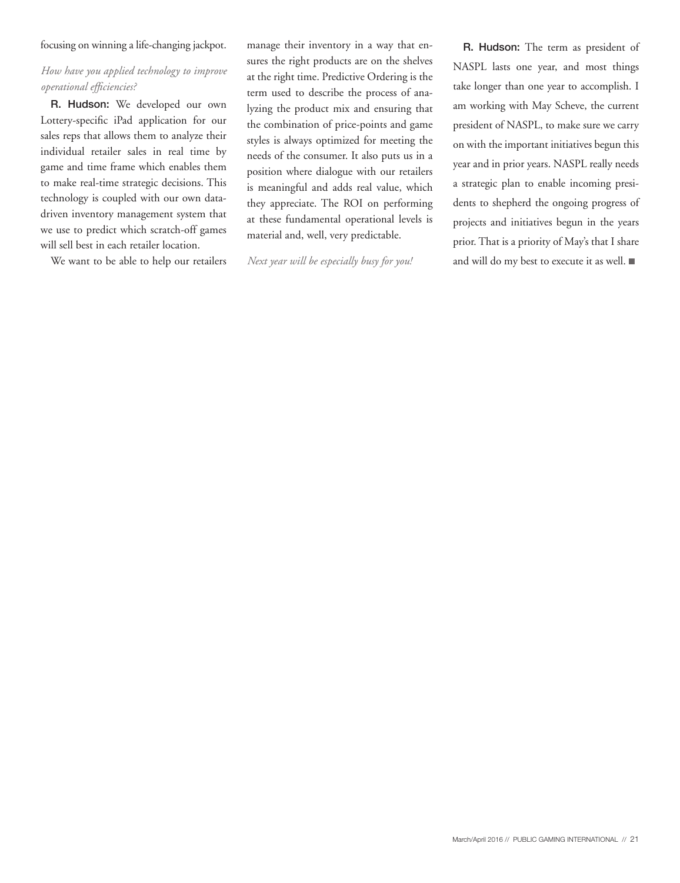focusing on winning a life-changing jackpot.

*How have you applied technology to improve operational efficiencies?*

**R. Hudson:** We developed our own Lottery-specific iPad application for our sales reps that allows them to analyze their individual retailer sales in real time by game and time frame which enables them to make real-time strategic decisions. This technology is coupled with our own data-driven inventory management system that we use to predict which scratch-off games will sell best in each retailer location.

We want to be able to help our retailers manage their inventory in a way that ensures the right products are on the shelves at the right time. Predictive Ordering is the term used to describe the process of analyzing the product mix and ensuring that the combination of price-points and game styles is always optimized for meeting the needs of the consumer. It also puts us in a position where dialogue with our retailers is meaningful and adds real value, which they appreciate. The ROI on performing at these fundamental operational levels is material and, well, very predictable.

*Next year will be especially busy for you!*

**R. Hudson:** The term as president of NASPL lasts one year, and most things take longer than one year to accomplish. I am working with May Scheve, the current president of NASPL, to make sure we carry on with the important initiatives begun this year and in prior years. NASPL really needs a strategic plan to enable incoming presidents to shepherd the ongoing progress of projects and initiatives begun in the years prior. That is a priority of May's that I share and will do my best to execute it as well. ■